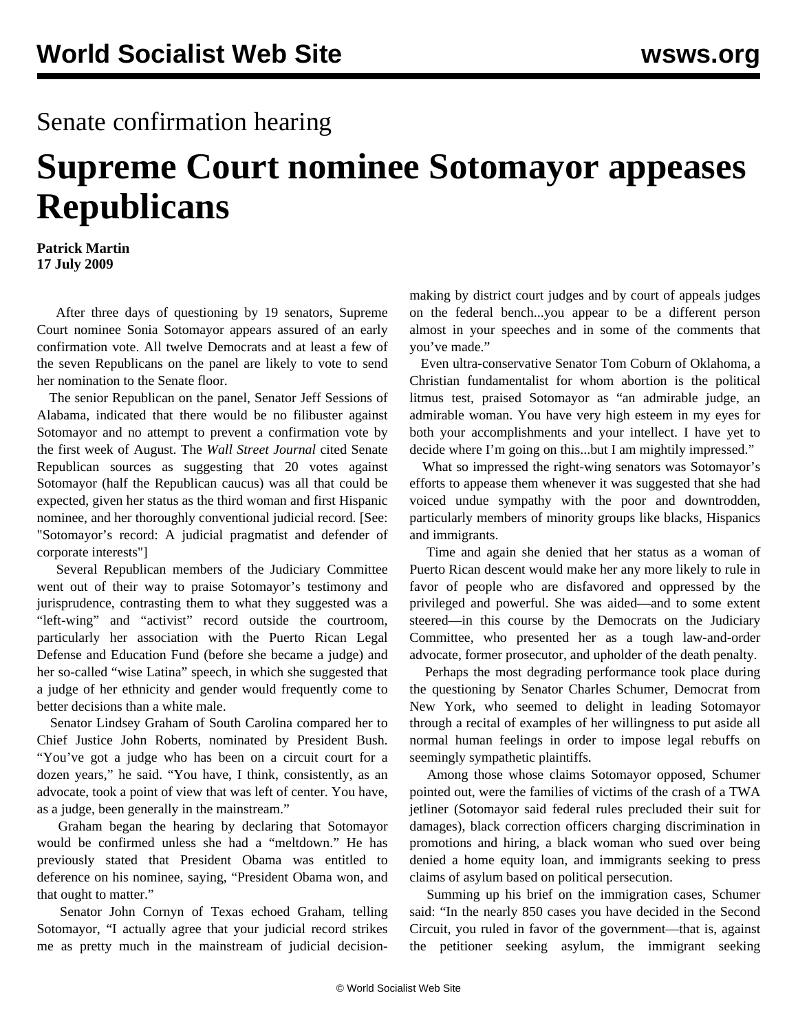Senate confirmation hearing

# Supreme Court nominee Sotomayor appeases Republicans

**Patrick Martin**
**17 July 2009**

After three days of questioning by 19 senators, Supreme Court nominee Sonia Sotomayor appears assured of an early confirmation vote. All twelve Democrats and at least a few of the seven Republicans on the panel are likely to vote to send her nomination to the Senate floor.

The senior Republican on the panel, Senator Jeff Sessions of Alabama, indicated that there would be no filibuster against Sotomayor and no attempt to prevent a confirmation vote by the first week of August. The *Wall Street Journal* cited Senate Republican sources as suggesting that 20 votes against Sotomayor (half the Republican caucus) was all that could be expected, given her status as the third woman and first Hispanic nominee, and her thoroughly conventional judicial record. [See: "Sotomayor's record: A judicial pragmatist and defender of corporate interests"]

Several Republican members of the Judiciary Committee went out of their way to praise Sotomayor's testimony and jurisprudence, contrasting them to what they suggested was a "left-wing" and "activist" record outside the courtroom, particularly her association with the Puerto Rican Legal Defense and Education Fund (before she became a judge) and her so-called "wise Latina" speech, in which she suggested that a judge of her ethnicity and gender would frequently come to better decisions than a white male.

Senator Lindsey Graham of South Carolina compared her to Chief Justice John Roberts, nominated by President Bush. "You've got a judge who has been on a circuit court for a dozen years," he said. "You have, I think, consistently, as an advocate, took a point of view that was left of center. You have, as a judge, been generally in the mainstream."

Graham began the hearing by declaring that Sotomayor would be confirmed unless she had a "meltdown." He has previously stated that President Obama was entitled to deference on his nominee, saying, "President Obama won, and that ought to matter."

Senator John Cornyn of Texas echoed Graham, telling Sotomayor, "I actually agree that your judicial record strikes me as pretty much in the mainstream of judicial decision-making by district court judges and by court of appeals judges on the federal bench...you appear to be a different person almost in your speeches and in some of the comments that you've made."

Even ultra-conservative Senator Tom Coburn of Oklahoma, a Christian fundamentalist for whom abortion is the political litmus test, praised Sotomayor as "an admirable judge, an admirable woman. You have very high esteem in my eyes for both your accomplishments and your intellect. I have yet to decide where I'm going on this...but I am mightily impressed."

What so impressed the right-wing senators was Sotomayor's efforts to appease them whenever it was suggested that she had voiced undue sympathy with the poor and downtrodden, particularly members of minority groups like blacks, Hispanics and immigrants.

Time and again she denied that her status as a woman of Puerto Rican descent would make her any more likely to rule in favor of people who are disfavored and oppressed by the privileged and powerful. She was aided—and to some extent steered—in this course by the Democrats on the Judiciary Committee, who presented her as a tough law-and-order advocate, former prosecutor, and upholder of the death penalty.

Perhaps the most degrading performance took place during the questioning by Senator Charles Schumer, Democrat from New York, who seemed to delight in leading Sotomayor through a recital of examples of her willingness to put aside all normal human feelings in order to impose legal rebuffs on seemingly sympathetic plaintiffs.

Among those whose claims Sotomayor opposed, Schumer pointed out, were the families of victims of the crash of a TWA jetliner (Sotomayor said federal rules precluded their suit for damages), black correction officers charging discrimination in promotions and hiring, a black woman who sued over being denied a home equity loan, and immigrants seeking to press claims of asylum based on political persecution.

Summing up his brief on the immigration cases, Schumer said: "In the nearly 850 cases you have decided in the Second Circuit, you ruled in favor of the government—that is, against the petitioner seeking asylum, the immigrant seeking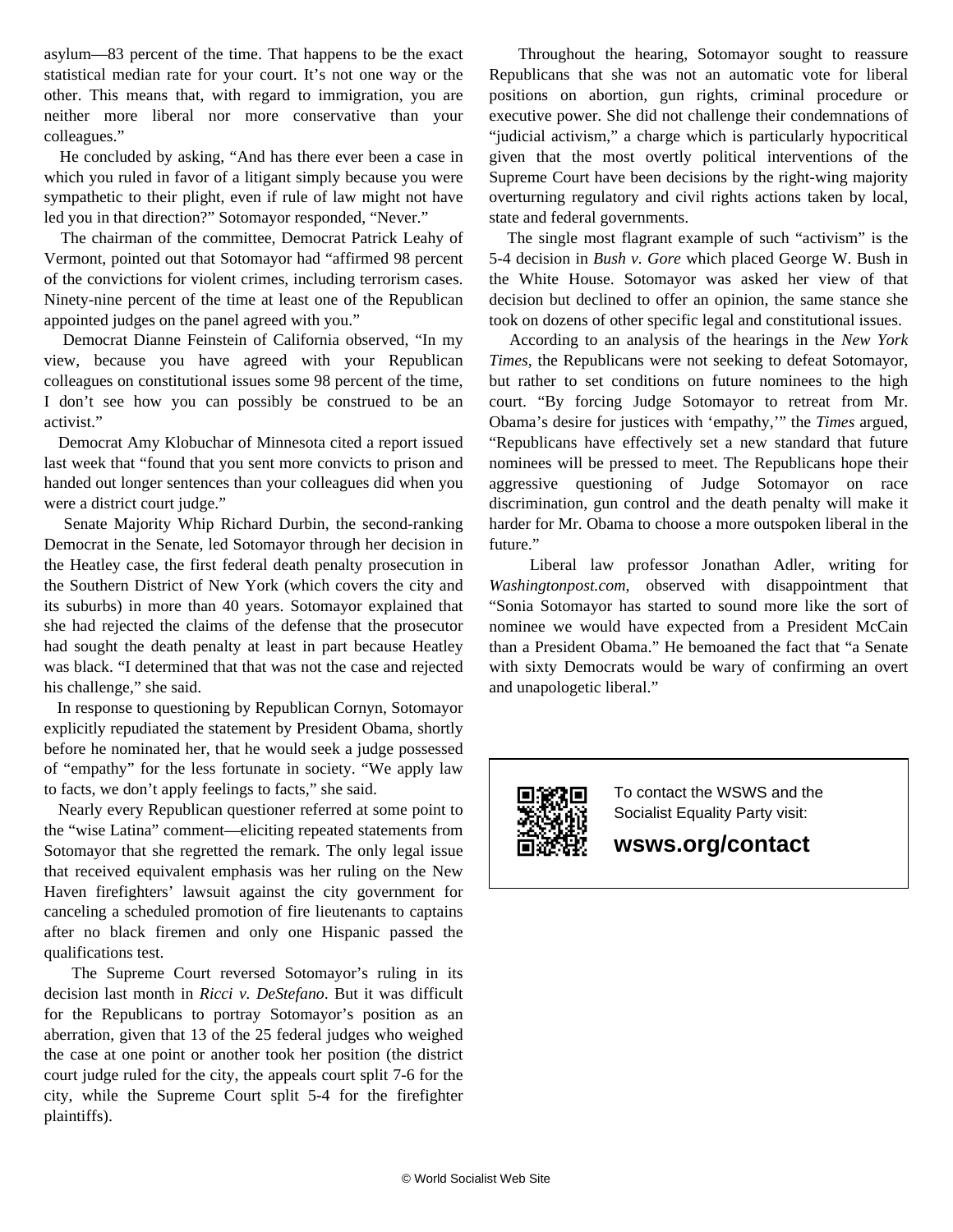asylum—83 percent of the time. That happens to be the exact statistical median rate for your court. It's not one way or the other. This means that, with regard to immigration, you are neither more liberal nor more conservative than your colleagues."

He concluded by asking, "And has there ever been a case in which you ruled in favor of a litigant simply because you were sympathetic to their plight, even if rule of law might not have led you in that direction?" Sotomayor responded, "Never."

The chairman of the committee, Democrat Patrick Leahy of Vermont, pointed out that Sotomayor had "affirmed 98 percent of the convictions for violent crimes, including terrorism cases. Ninety-nine percent of the time at least one of the Republican appointed judges on the panel agreed with you."

Democrat Dianne Feinstein of California observed, "In my view, because you have agreed with your Republican colleagues on constitutional issues some 98 percent of the time, I don't see how you can possibly be construed to be an activist."

Democrat Amy Klobuchar of Minnesota cited a report issued last week that "found that you sent more convicts to prison and handed out longer sentences than your colleagues did when you were a district court judge."

Senate Majority Whip Richard Durbin, the second-ranking Democrat in the Senate, led Sotomayor through her decision in the Heatley case, the first federal death penalty prosecution in the Southern District of New York (which covers the city and its suburbs) in more than 40 years. Sotomayor explained that she had rejected the claims of the defense that the prosecutor had sought the death penalty at least in part because Heatley was black. "I determined that that was not the case and rejected his challenge," she said.

In response to questioning by Republican Cornyn, Sotomayor explicitly repudiated the statement by President Obama, shortly before he nominated her, that he would seek a judge possessed of "empathy" for the less fortunate in society. "We apply law to facts, we don't apply feelings to facts," she said.

Nearly every Republican questioner referred at some point to the "wise Latina" comment—eliciting repeated statements from Sotomayor that she regretted the remark. The only legal issue that received equivalent emphasis was her ruling on the New Haven firefighters' lawsuit against the city government for canceling a scheduled promotion of fire lieutenants to captains after no black firemen and only one Hispanic passed the qualifications test.

The Supreme Court reversed Sotomayor's ruling in its decision last month in *Ricci v. DeStefano*. But it was difficult for the Republicans to portray Sotomayor's position as an aberration, given that 13 of the 25 federal judges who weighed the case at one point or another took her position (the district court judge ruled for the city, the appeals court split 7-6 for the city, while the Supreme Court split 5-4 for the firefighter plaintiffs).

Throughout the hearing, Sotomayor sought to reassure Republicans that she was not an automatic vote for liberal positions on abortion, gun rights, criminal procedure or executive power. She did not challenge their condemnations of "judicial activism," a charge which is particularly hypocritical given that the most overtly political interventions of the Supreme Court have been decisions by the right-wing majority overturning regulatory and civil rights actions taken by local, state and federal governments.

The single most flagrant example of such "activism" is the 5-4 decision in *Bush v. Gore* which placed George W. Bush in the White House. Sotomayor was asked her view of that decision but declined to offer an opinion, the same stance she took on dozens of other specific legal and constitutional issues.

According to an analysis of the hearings in the *New York Times*, the Republicans were not seeking to defeat Sotomayor, but rather to set conditions on future nominees to the high court. "By forcing Judge Sotomayor to retreat from Mr. Obama's desire for justices with 'empathy,'" the *Times* argued, "Republicans have effectively set a new standard that future nominees will be pressed to meet. The Republicans hope their aggressive questioning of Judge Sotomayor on race discrimination, gun control and the death penalty will make it harder for Mr. Obama to choose a more outspoken liberal in the future."

Liberal law professor Jonathan Adler, writing for *Washingtonpost.com*, observed with disappointment that "Sonia Sotomayor has started to sound more like the sort of nominee we would have expected from a President McCain than a President Obama." He bemoaned the fact that "a Senate with sixty Democrats would be wary of confirming an overt and unapologetic liberal."

To contact the WSWS and the Socialist Equality Party visit:

**wsws.org/contact**